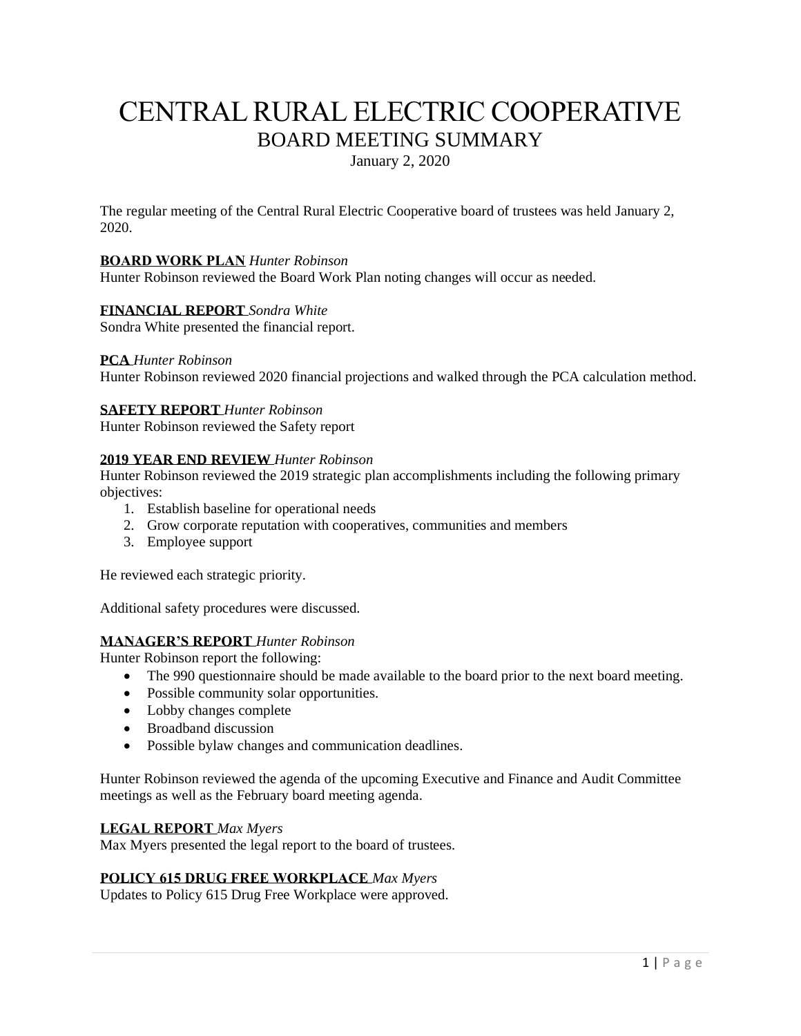# CENTRAL RURAL ELECTRIC COOPERATIVE

## BOARD MEETING SUMMARY

January 2, 2020

The regular meeting of the Central Rural Electric Cooperative board of trustees was held January 2, 2020.

**BOARD WORK PLAN** *Hunter Robinson*

Hunter Robinson reviewed the Board Work Plan noting changes will occur as needed.

**FINANCIAL REPORT** *Sondra White*

Sondra White presented the financial report.

**PCA** *Hunter Robinson*

Hunter Robinson reviewed 2020 financial projections and walked through the PCA calculation method.

**SAFETY REPORT** *Hunter Robinson*

Hunter Robinson reviewed the Safety report

**2019 YEAR END REVIEW** *Hunter Robinson*

Hunter Robinson reviewed the 2019 strategic plan accomplishments including the following primary objectives:

1. Establish baseline for operational needs
2. Grow corporate reputation with cooperatives, communities and members
3. Employee support

He reviewed each strategic priority.

Additional safety procedures were discussed.

**MANAGER'S REPORT** *Hunter Robinson*

Hunter Robinson report the following:

- The 990 questionnaire should be made available to the board prior to the next board meeting.
- Possible community solar opportunities.
- Lobby changes complete
- Broadband discussion
- Possible bylaw changes and communication deadlines.

Hunter Robinson reviewed the agenda of the upcoming Executive and Finance and Audit Committee meetings as well as the February board meeting agenda.

**LEGAL REPORT** *Max Myers*

Max Myers presented the legal report to the board of trustees.

**POLICY 615 DRUG FREE WORKPLACE** *Max Myers*

Updates to Policy 615 Drug Free Workplace were approved.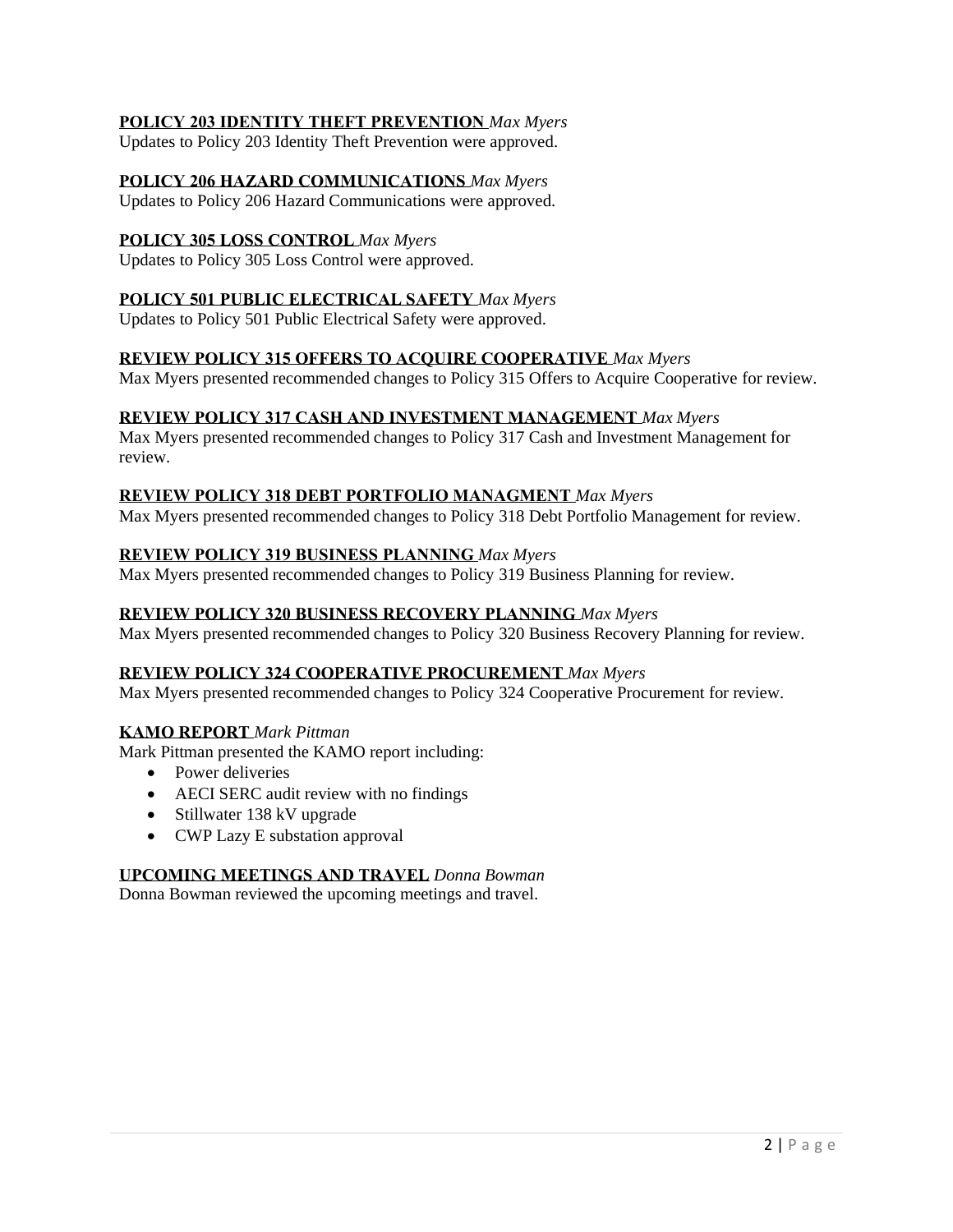**POLICY 203 IDENTITY THEFT PREVENTION** *Max Myers*
Updates to Policy 203 Identity Theft Prevention were approved.

**POLICY 206 HAZARD COMMUNICATIONS** *Max Myers*
Updates to Policy 206 Hazard Communications were approved.

**POLICY 305 LOSS CONTROL** *Max Myers*
Updates to Policy 305 Loss Control were approved.

**POLICY 501 PUBLIC ELECTRICAL SAFETY** *Max Myers*
Updates to Policy 501 Public Electrical Safety were approved.

**REVIEW POLICY 315 OFFERS TO ACQUIRE COOPERATIVE** *Max Myers*
Max Myers presented recommended changes to Policy 315 Offers to Acquire Cooperative for review.

**REVIEW POLICY 317 CASH AND INVESTMENT MANAGEMENT** *Max Myers*
Max Myers presented recommended changes to Policy 317 Cash and Investment Management for review.

**REVIEW POLICY 318 DEBT PORTFOLIO MANAGMENT** *Max Myers*
Max Myers presented recommended changes to Policy 318 Debt Portfolio Management for review.

**REVIEW POLICY 319 BUSINESS PLANNING** *Max Myers*
Max Myers presented recommended changes to Policy 319 Business Planning for review.

**REVIEW POLICY 320 BUSINESS RECOVERY PLANNING** *Max Myers*
Max Myers presented recommended changes to Policy 320 Business Recovery Planning for review.

**REVIEW POLICY 324 COOPERATIVE PROCUREMENT** *Max Myers*
Max Myers presented recommended changes to Policy 324 Cooperative Procurement for review.

**KAMO REPORT** *Mark Pittman*
Mark Pittman presented the KAMO report including:

- Power deliveries
- AECI SERC audit review with no findings
- Stillwater 138 kV upgrade
- CWP Lazy E substation approval

**UPCOMING MEETINGS AND TRAVEL** *Donna Bowman*
Donna Bowman reviewed the upcoming meetings and travel.